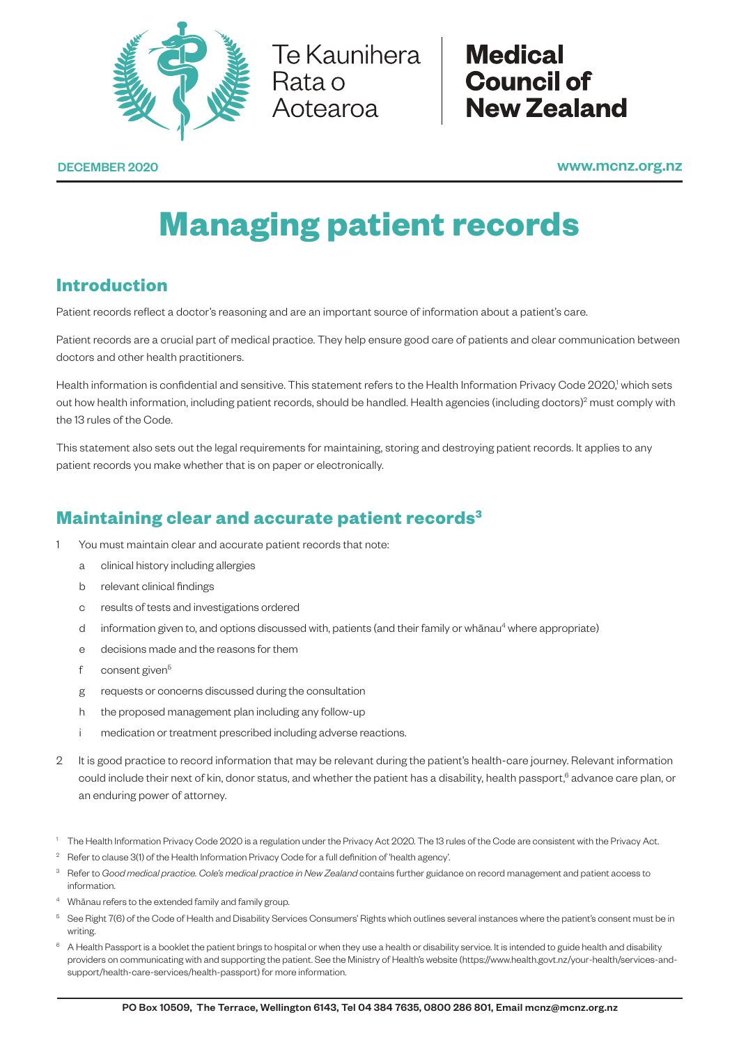Te Kaunihera Rata o Aotearoa

**Medical Council of New Zealand**

DECEMBER 2020

www.mcnz.org.nz

# Managing patient records

## Introduction

Patient records reflect a doctor's reasoning and are an important source of information about a patient's care.

Patient records are a crucial part of medical practice. They help ensure good care of patients and clear communication between doctors and other health practitioners.

Health information is confidential and sensitive. This statement refers to the Health Information Privacy Code 2020,[1] which sets out how health information, including patient records, should be handled. Health agencies (including doctors)[2] must comply with the 13 rules of the Code.

This statement also sets out the legal requirements for maintaining, storing and destroying patient records. It applies to any patient records you make whether that is on paper or electronically.

## Maintaining clear and accurate patient records[3]

1 You must maintain clear and accurate patient records that note:

   a clinical history including allergies

   b relevant clinical findings

   c results of tests and investigations ordered

   d information given to, and options discussed with, patients (and their family or whānau[4] where appropriate)

   e decisions made and the reasons for them

   f consent given[5]

   g requests or concerns discussed during the consultation

   h the proposed management plan including any follow-up

   i medication or treatment prescribed including adverse reactions.

2 It is good practice to record information that may be relevant during the patient's health-care journey. Relevant information could include their next of kin, donor status, and whether the patient has a disability, health passport,[6] advance care plan, or an enduring power of attorney.

---

[1] The Health Information Privacy Code 2020 is a regulation under the Privacy Act 2020. The 13 rules of the Code are consistent with the Privacy Act.

[2] Refer to clause 3(1) of the Health Information Privacy Code for a full definition of 'health agency'.

[3] Refer to *Good medical practice*. *Cole's medical practice in New Zealand* contains further guidance on record management and patient access to information.

[4] Whānau refers to the extended family and family group.

[5] See Right 7(6) of the Code of Health and Disability Services Consumers' Rights which outlines several instances where the patient's consent must be in writing.

[6] A Health Passport is a booklet the patient brings to hospital or when they use a health or disability service. It is intended to guide health and disability providers on communicating with and supporting the patient. See the Ministry of Health's website (https://www.health.govt.nz/your-health/services-and-support/health-care-services/health-passport) for more information.

PO Box 10509, The Terrace, Wellington 6143, Tel 04 384 7635, 0800 286 801, Email mcnz@mcnz.org.nz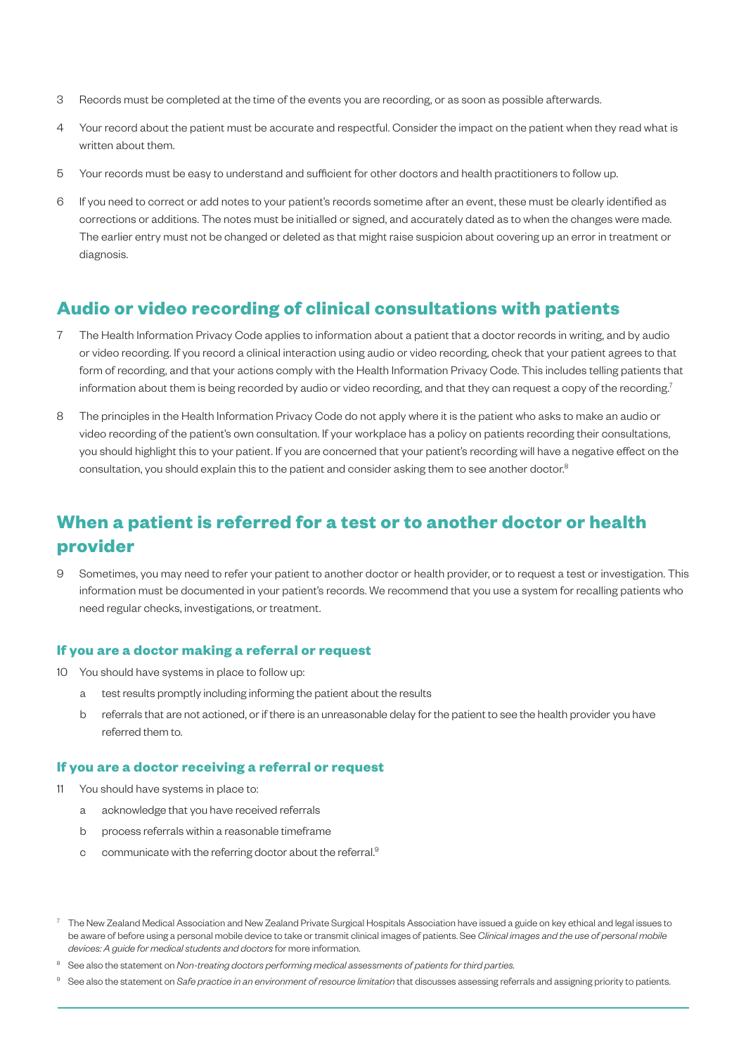3 Records must be completed at the time of the events you are recording, or as soon as possible afterwards.

4 Your record about the patient must be accurate and respectful. Consider the impact on the patient when they read what is written about them.

5 Your records must be easy to understand and sufficient for other doctors and health practitioners to follow up.

6 If you need to correct or add notes to your patient's records sometime after an event, these must be clearly identified as corrections or additions. The notes must be initialled or signed, and accurately dated as to when the changes were made. The earlier entry must not be changed or deleted as that might raise suspicion about covering up an error in treatment or diagnosis.

## Audio or video recording of clinical consultations with patients

7 The Health Information Privacy Code applies to information about a patient that a doctor records in writing, and by audio or video recording. If you record a clinical interaction using audio or video recording, check that your patient agrees to that form of recording, and that your actions comply with the Health Information Privacy Code. This includes telling patients that information about them is being recorded by audio or video recording, and that they can request a copy of the recording.[7]

8 The principles in the Health Information Privacy Code do not apply where it is the patient who asks to make an audio or video recording of the patient's own consultation. If your workplace has a policy on patients recording their consultations, you should highlight this to your patient. If you are concerned that your patient's recording will have a negative effect on the consultation, you should explain this to the patient and consider asking them to see another doctor.[8]

## When a patient is referred for a test or to another doctor or health provider

9 Sometimes, you may need to refer your patient to another doctor or health provider, or to request a test or investigation. This information must be documented in your patient's records. We recommend that you use a system for recalling patients who need regular checks, investigations, or treatment.

### If you are a doctor making a referral or request

10 You should have systems in place to follow up:

- a test results promptly including informing the patient about the results
- b referrals that are not actioned, or if there is an unreasonable delay for the patient to see the health provider you have referred them to.

### If you are a doctor receiving a referral or request

11 You should have systems in place to:

- a acknowledge that you have received referrals
- b process referrals within a reasonable timeframe
- c communicate with the referring doctor about the referral.[9]

---

[7] The New Zealand Medical Association and New Zealand Private Surgical Hospitals Association have issued a guide on key ethical and legal issues to be aware of before using a personal mobile device to take or transmit clinical images of patients. See *Clinical images and the use of personal mobile devices: A guide for medical students and doctors* for more information.

[8] See also the statement on *Non-treating doctors performing medical assessments of patients for third parties.*

[9] See also the statement on *Safe practice in an environment of resource limitation* that discusses assessing referrals and assigning priority to patients.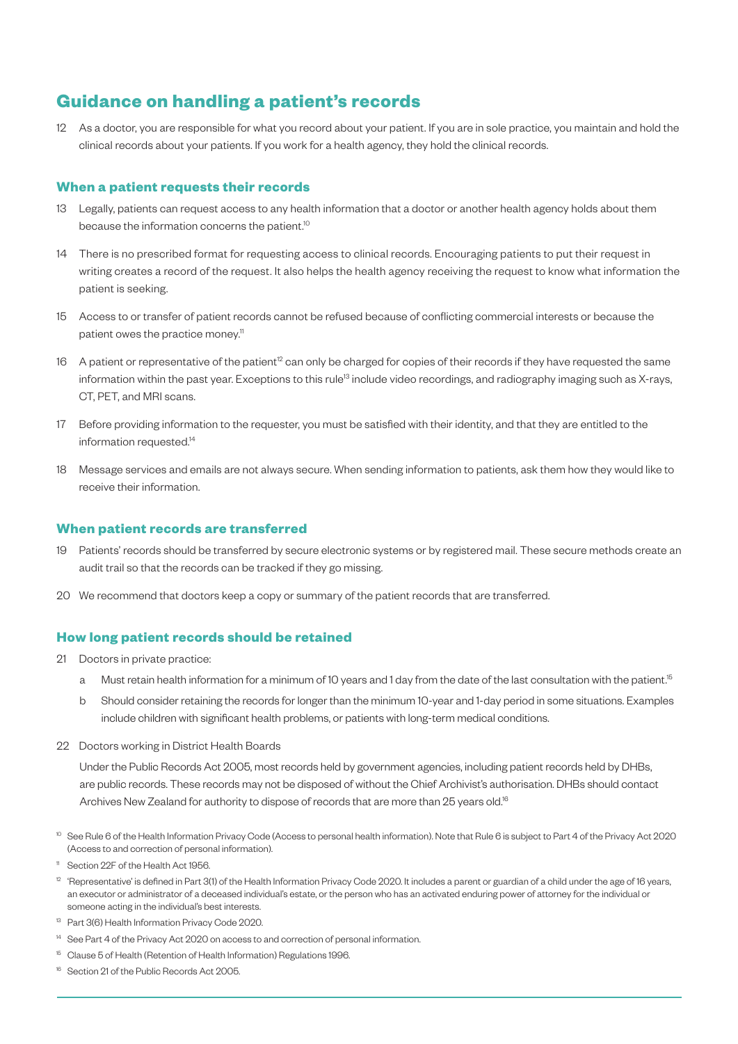## Guidance on handling a patient's records

12 As a doctor, you are responsible for what you record about your patient. If you are in sole practice, you maintain and hold the clinical records about your patients. If you work for a health agency, they hold the clinical records.

### When a patient requests their records

13 Legally, patients can request access to any health information that a doctor or another health agency holds about them because the information concerns the patient.[10]

14 There is no prescribed format for requesting access to clinical records. Encouraging patients to put their request in writing creates a record of the request. It also helps the health agency receiving the request to know what information the patient is seeking.

15 Access to or transfer of patient records cannot be refused because of conflicting commercial interests or because the patient owes the practice money.[11]

16 A patient or representative of the patient[12] can only be charged for copies of their records if they have requested the same information within the past year. Exceptions to this rule[13] include video recordings, and radiography imaging such as X-rays, CT, PET, and MRI scans.

17 Before providing information to the requester, you must be satisfied with their identity, and that they are entitled to the information requested.[14]

18 Message services and emails are not always secure. When sending information to patients, ask them how they would like to receive their information.

### When patient records are transferred

19 Patients' records should be transferred by secure electronic systems or by registered mail. These secure methods create an audit trail so that the records can be tracked if they go missing.

20 We recommend that doctors keep a copy or summary of the patient records that are transferred.

### How long patient records should be retained

21 Doctors in private practice:

a Must retain health information for a minimum of 10 years and 1 day from the date of the last consultation with the patient.[15]

b Should consider retaining the records for longer than the minimum 10-year and 1-day period in some situations. Examples include children with significant health problems, or patients with long-term medical conditions.

22 Doctors working in District Health Boards

Under the Public Records Act 2005, most records held by government agencies, including patient records held by DHBs, are public records. These records may not be disposed of without the Chief Archivist's authorisation. DHBs should contact Archives New Zealand for authority to dispose of records that are more than 25 years old.[16]

---

[10] See Rule 6 of the Health Information Privacy Code (Access to personal health information). Note that Rule 6 is subject to Part 4 of the Privacy Act 2020 (Access to and correction of personal information).

[11] Section 22F of the Health Act 1956.

[12] 'Representative' is defined in Part 3(1) of the Health Information Privacy Code 2020. It includes a parent or guardian of a child under the age of 16 years, an executor or administrator of a deceased individual's estate, or the person who has an activated enduring power of attorney for the individual or someone acting in the individual's best interests.

[13] Part 3(6) Health Information Privacy Code 2020.

[14] See Part 4 of the Privacy Act 2020 on access to and correction of personal information.

[15] Clause 5 of Health (Retention of Health Information) Regulations 1996.

[16] Section 21 of the Public Records Act 2005.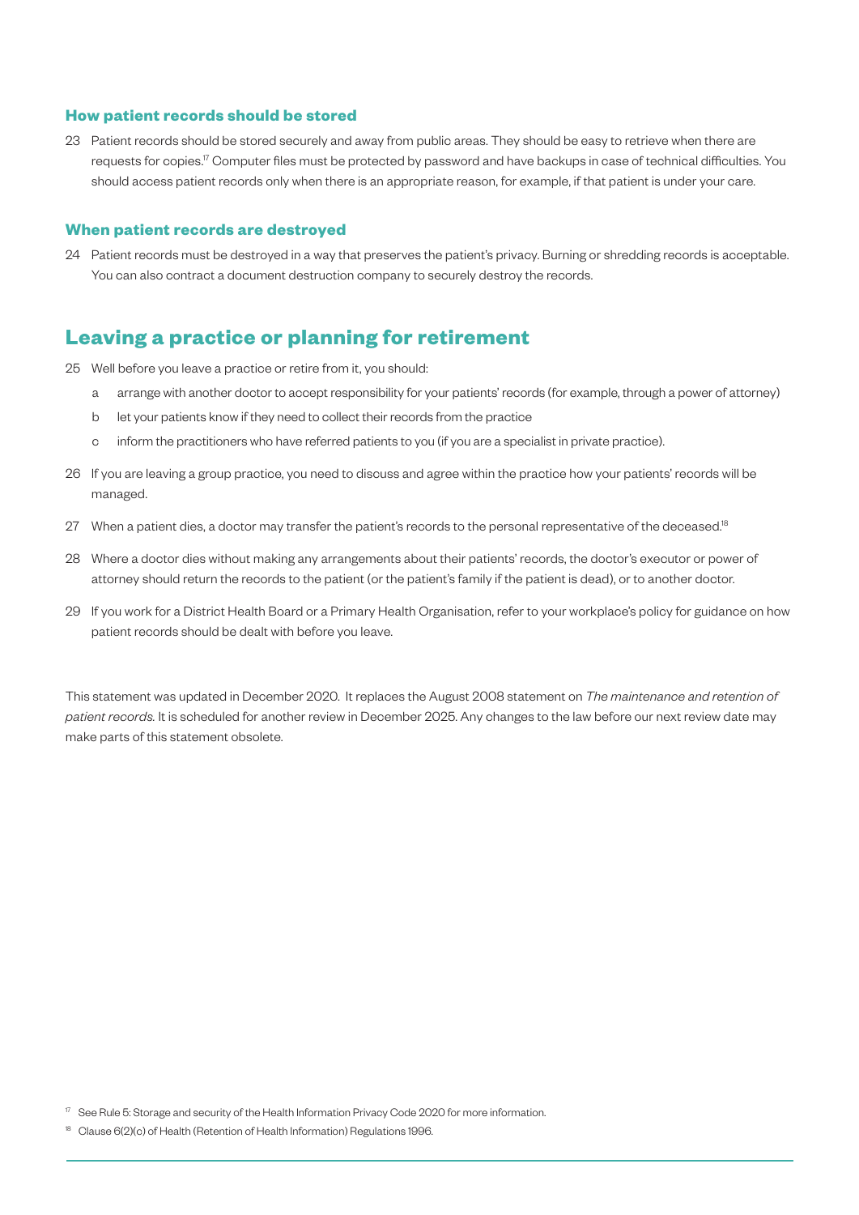### How patient records should be stored

23 Patient records should be stored securely and away from public areas. They should be easy to retrieve when there are requests for copies.[17] Computer files must be protected by password and have backups in case of technical difficulties. You should access patient records only when there is an appropriate reason, for example, if that patient is under your care.

### When patient records are destroyed

24 Patient records must be destroyed in a way that preserves the patient's privacy. Burning or shredding records is acceptable. You can also contract a document destruction company to securely destroy the records.

## Leaving a practice or planning for retirement

25 Well before you leave a practice or retire from it, you should:

a arrange with another doctor to accept responsibility for your patients' records (for example, through a power of attorney)

b let your patients know if they need to collect their records from the practice

c inform the practitioners who have referred patients to you (if you are a specialist in private practice).

26 If you are leaving a group practice, you need to discuss and agree within the practice how your patients' records will be managed.

27 When a patient dies, a doctor may transfer the patient's records to the personal representative of the deceased.[18]

28 Where a doctor dies without making any arrangements about their patients' records, the doctor's executor or power of attorney should return the records to the patient (or the patient's family if the patient is dead), or to another doctor.

29 If you work for a District Health Board or a Primary Health Organisation, refer to your workplace's policy for guidance on how patient records should be dealt with before you leave.

This statement was updated in December 2020. It replaces the August 2008 statement on *The maintenance and retention of patient records.* It is scheduled for another review in December 2025. Any changes to the law before our next review date may make parts of this statement obsolete.

[17] See Rule 5: Storage and security of the Health Information Privacy Code 2020 for more information.

[18] Clause 6(2)(c) of Health (Retention of Health Information) Regulations 1996.